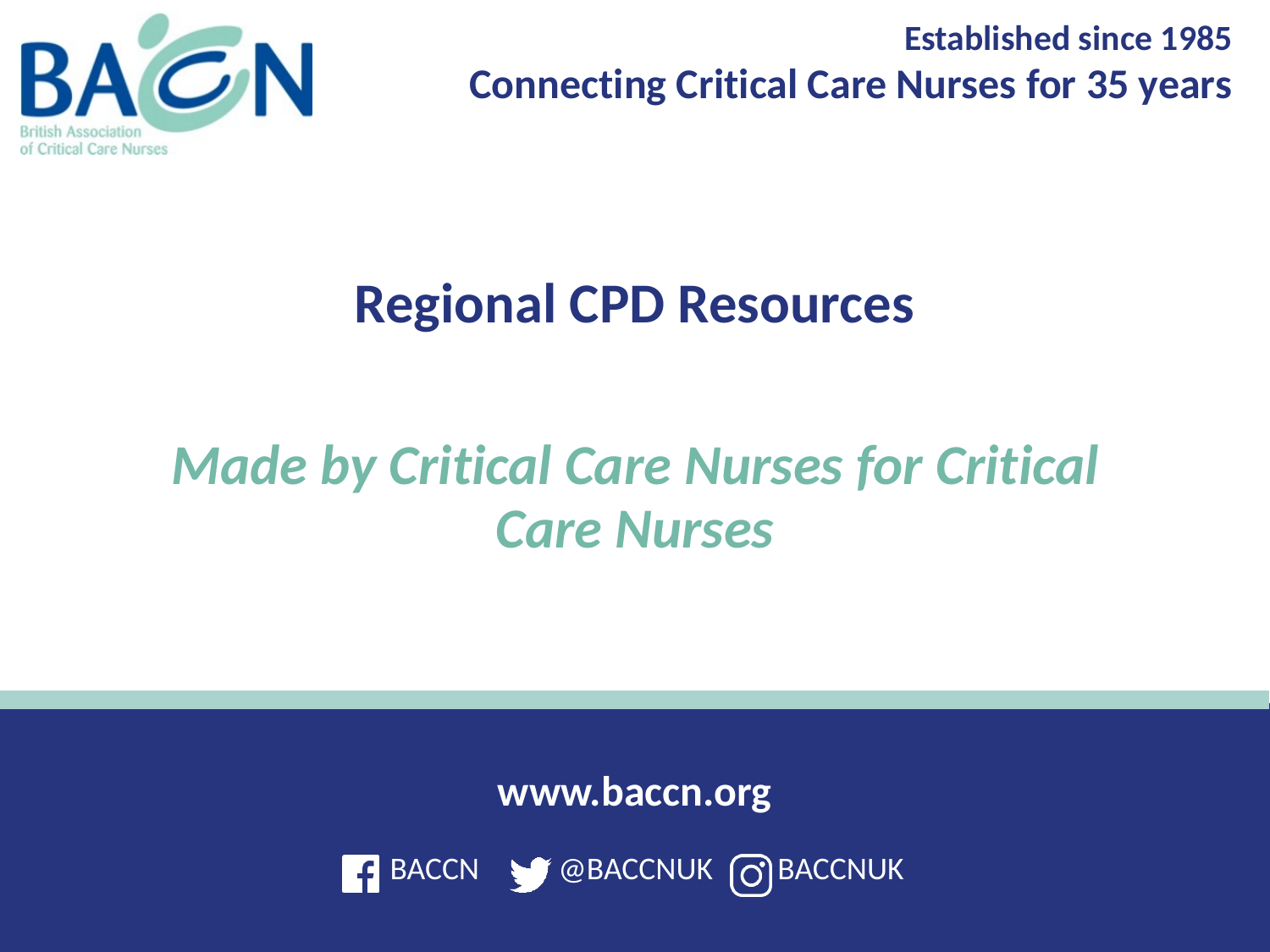British Association of Critical Care Nurses

**Established since 1985**

**Connecting Critical Care Nurses for 35 years**

# Regional CPD Resources

***Made by Critical Care Nurses for Critical Care Nurses***

**www.baccn.org**

BACCN @BACCNUK BACCNUK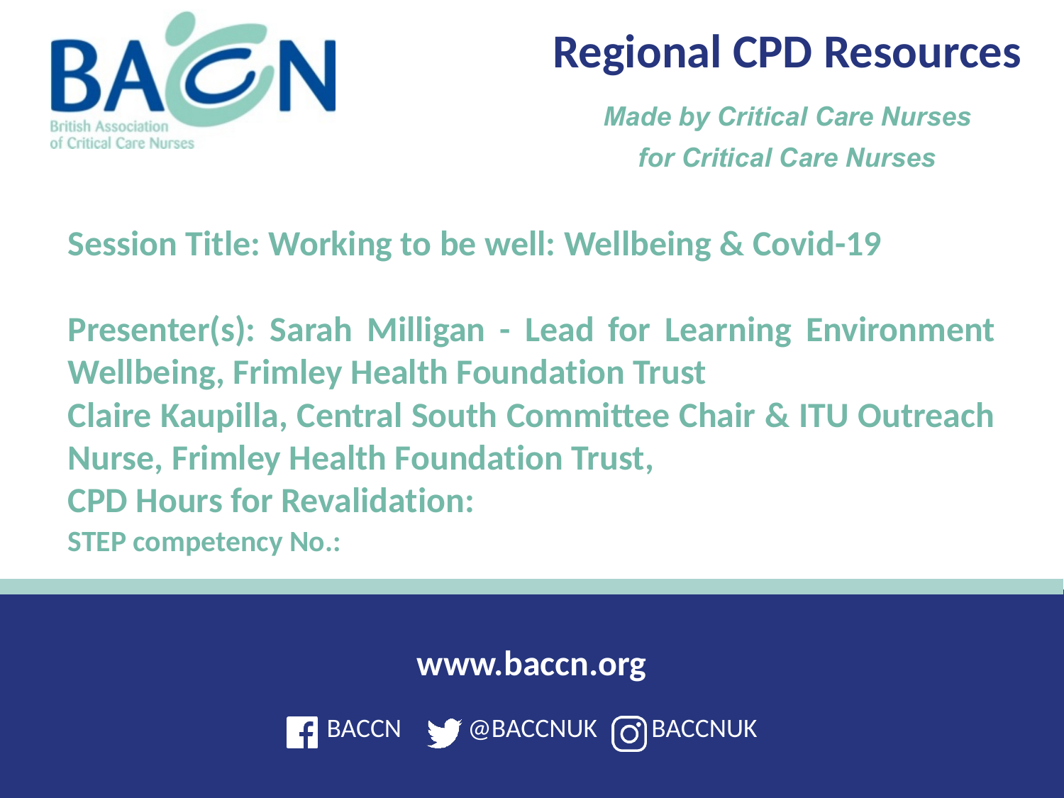BACCN
British Association of Critical Care Nurses

# Regional CPD Resources

*Made by Critical Care Nurses for Critical Care Nurses*

**Session Title: Working to be well: Wellbeing & Covid-19**

**Presenter(s): Sarah Milligan - Lead for Learning Environment Wellbeing, Frimley Health Foundation Trust**
**Claire Kaupilla, Central South Committee Chair & ITU Outreach Nurse, Frimley Health Foundation Trust,**
**CPD Hours for Revalidation:**
**STEP competency No.:**

**www.baccn.org**

BACCN @BACCNUK BACCNUK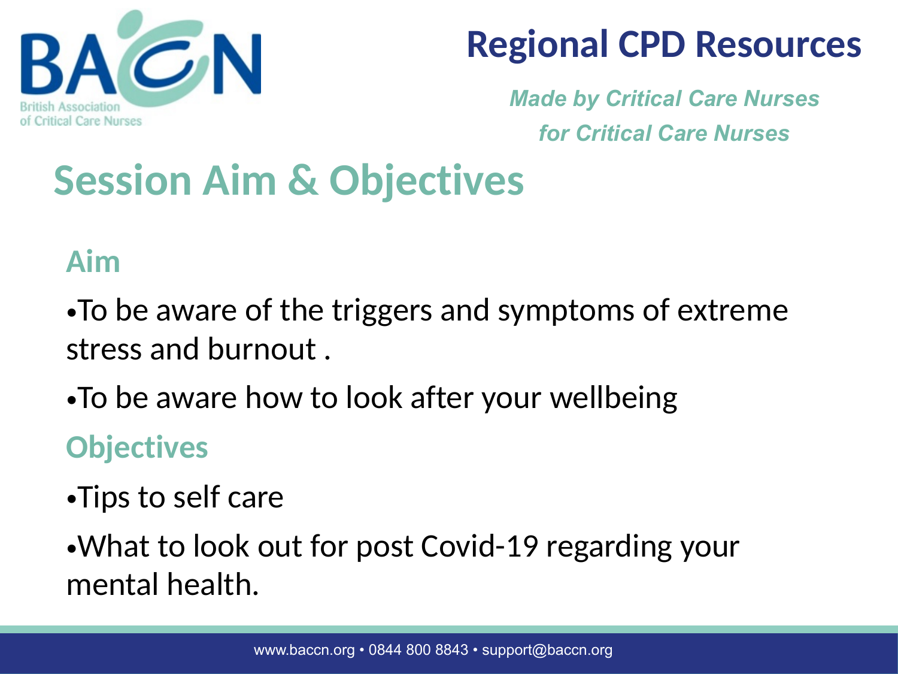# Session Aim & Objectives

## Aim

- To be aware of the triggers and symptoms of extreme stress and burnout .
- To be aware how to look after your wellbeing

## Objectives

- Tips to self care
- What to look out for post Covid-19 regarding your mental health.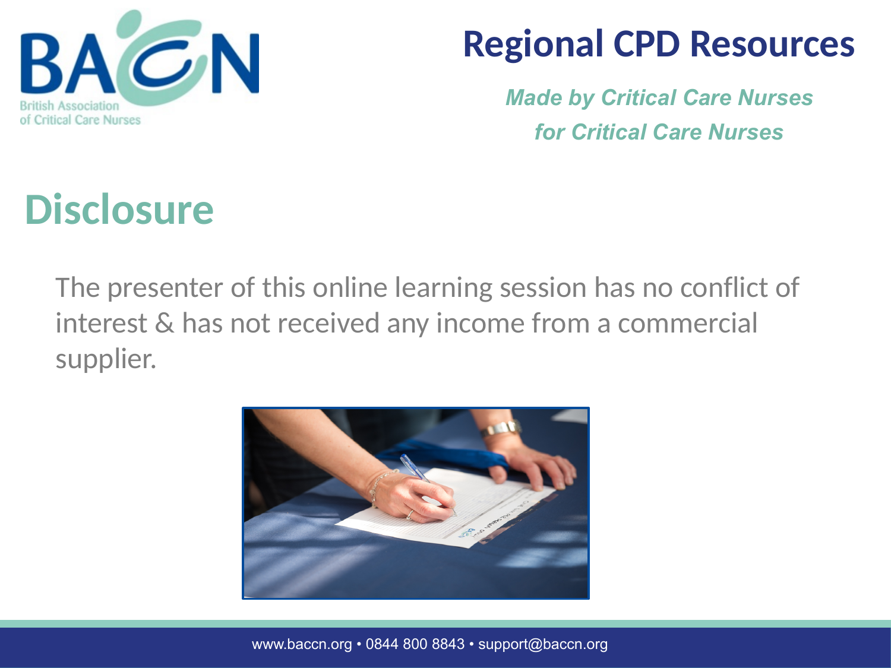# Regional CPD Resources

*Made by Critical Care Nurses for Critical Care Nurses*

## Disclosure

The presenter of this online learning session has no conflict of interest & has not received any income from a commercial supplier.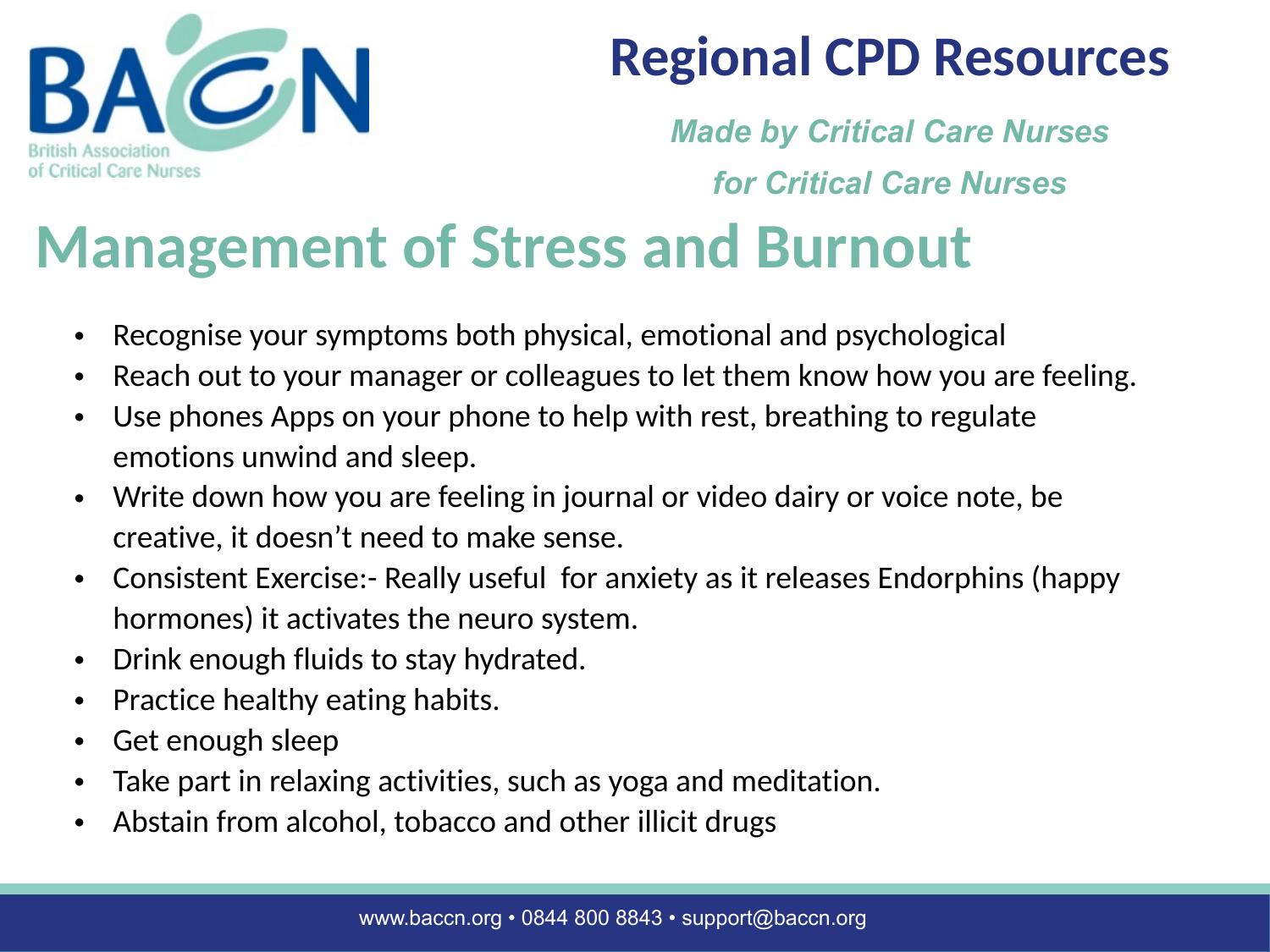British Association of Critical Care Nurses

# Regional CPD Resources

*Made by Critical Care Nurses*

*for Critical Care Nurses*

## Management of Stress and Burnout

- Recognise your symptoms both physical, emotional and psychological
- Reach out to your manager or colleagues to let them know how you are feeling.
- Use phones Apps on your phone to help with rest, breathing to regulate emotions unwind and sleep.
- Write down how you are feeling in journal or video dairy or voice note, be creative, it doesn’t need to make sense.
- Consistent Exercise:- Really useful for anxiety as it releases Endorphins (happy hormones) it activates the neuro system.
- Drink enough fluids to stay hydrated.
- Practice healthy eating habits.
- Get enough sleep
- Take part in relaxing activities, such as yoga and meditation.
- Abstain from alcohol, tobacco and other illicit drugs

www.baccn.org • 0844 800 8843 • support@baccn.org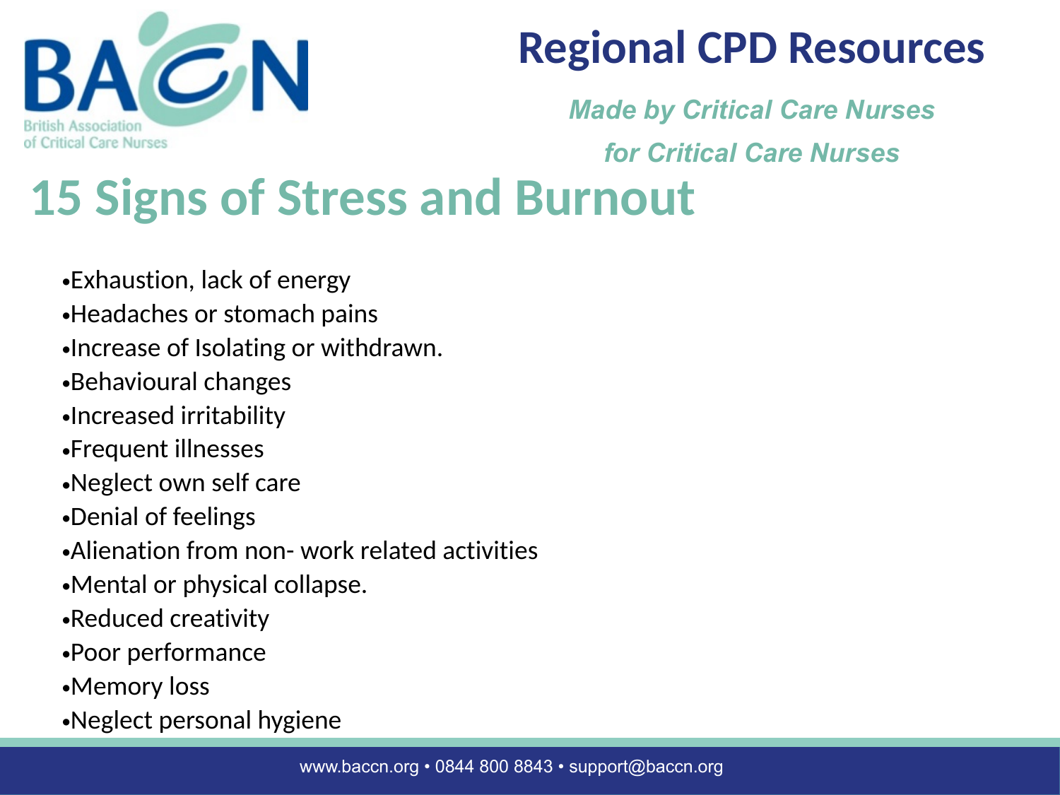# Regional CPD Resources

*Made by Critical Care Nurses for Critical Care Nurses*

## 15 Signs of Stress and Burnout

- Exhaustion, lack of energy
- Headaches or stomach pains
- Increase of Isolating or withdrawn.
- Behavioural changes
- Increased irritability
- Frequent illnesses
- Neglect own self care
- Denial of feelings
- Alienation from non- work related activities
- Mental or physical collapse.
- Reduced creativity
- Poor performance
- Memory loss
- Neglect personal hygiene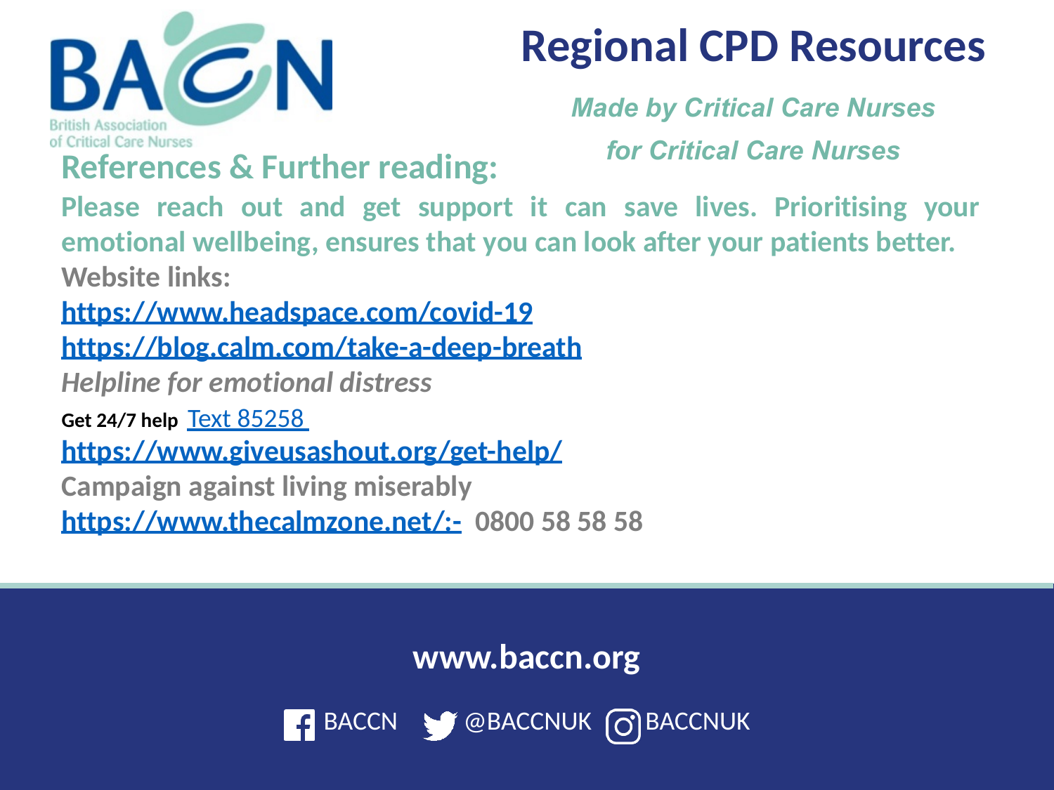# Regional CPD Resources

*Made by Critical Care Nurses*

*for Critical Care Nurses*

## References & Further reading:

**Please reach out and get support it can save lives. Prioritising your emotional wellbeing, ensures that you can look after your patients better.**

**Website links:**

**https://www.headspace.com/covid-19**

**https://blog.calm.com/take-a-deep-breath**

***Helpline for emotional distress***

**Get 24/7 help** Text 85258

**https://www.giveusashout.org/get-help/**

**Campaign against living miserably**

**https://www.thecalmzone.net/:-** **0800 58 58 58**

**www.baccn.org**

BACCN @BACCNUK BACCNUK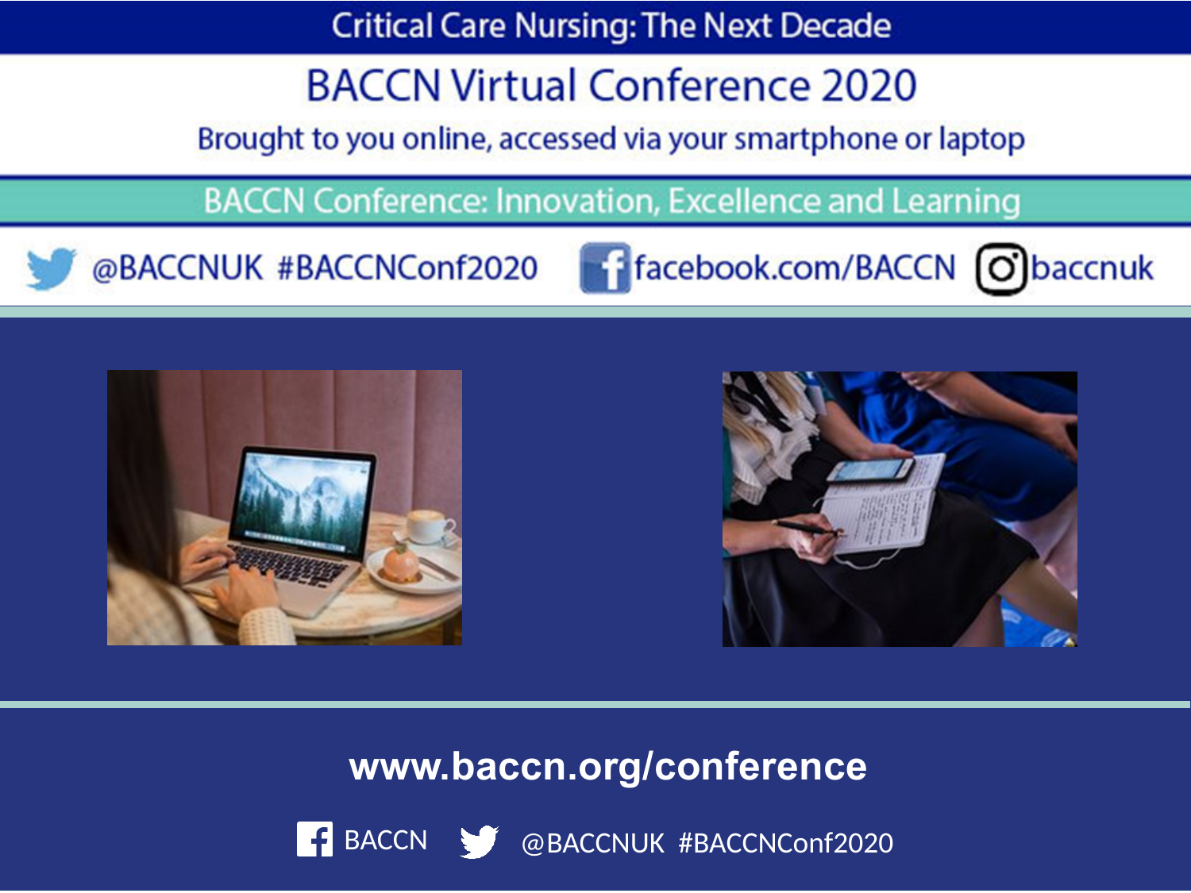Critical Care Nursing: The Next Decade

# BACCN Virtual Conference 2020

Brought to you online, accessed via your smartphone or laptop

BACCN Conference: Innovation, Excellence and Learning

@BACCNUK #BACCNConf2020 facebook.com/BACCN baccnuk

**www.baccn.org/conference**

BACCN @BACCNUK #BACCNConf2020